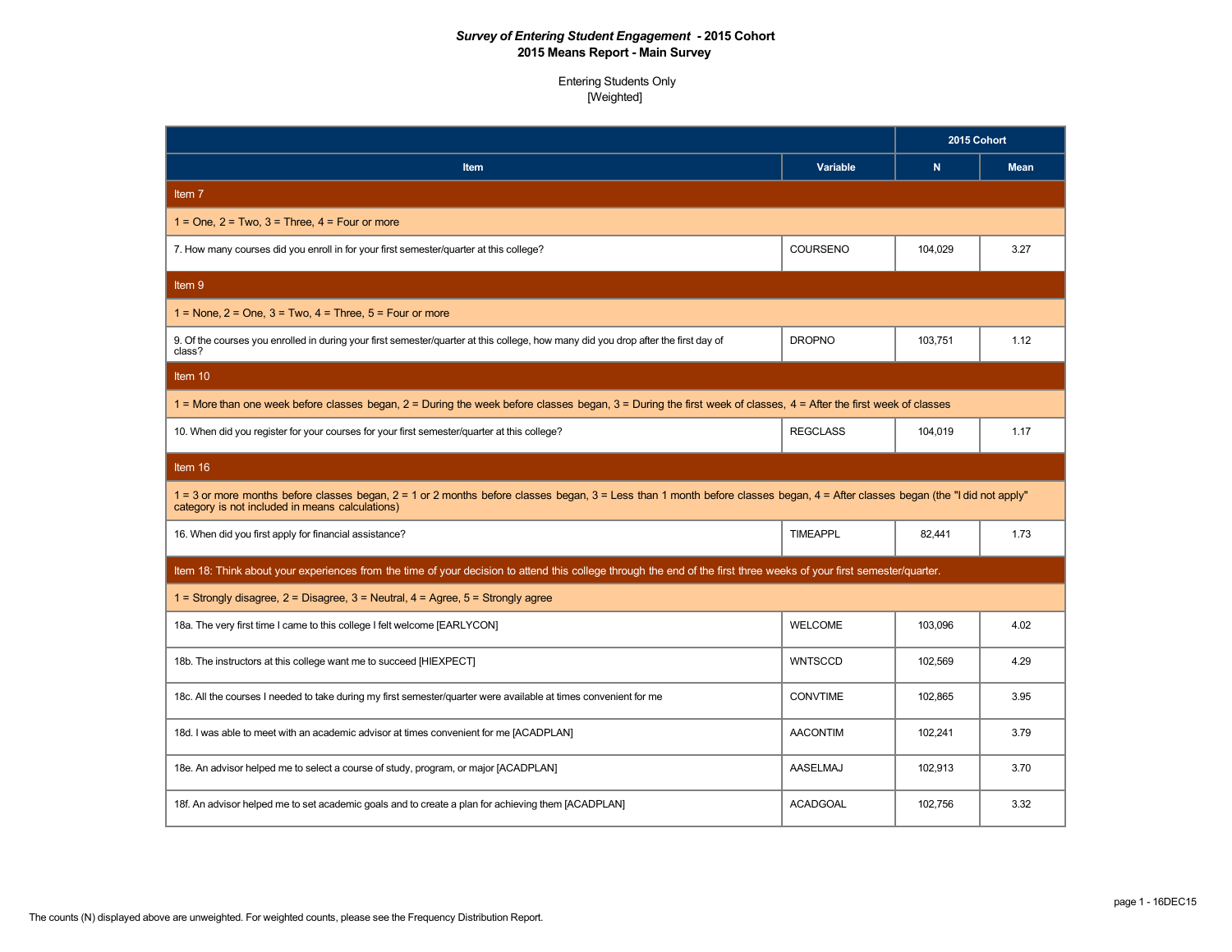***Survey of Entering Student Engagement* - 2015 Cohort**
**2015 Means Report - Main Survey**

Entering Students Only
[Weighted]

| | | 2015 Cohort | |
|---|---|---|---|
| **Item** | **Variable** | **N** | **Mean** |
| Item 7 | | | |
| 1 = One, 2 = Two, 3 = Three, 4 = Four or more | | | |
| 7. How many courses did you enroll in for your first semester/quarter at this college? | COURSENO | 104,029 | 3.27 |
| Item 9 | | | |
| 1 = None, 2 = One, 3 = Two, 4 = Three, 5 = Four or more | | | |
| 9. Of the courses you enrolled in during your first semester/quarter at this college, how many did you drop after the first day of class? | DROPNO | 103,751 | 1.12 |
| Item 10 | | | |
| 1 = More than one week before classes began, 2 = During the week before classes began, 3 = During the first week of classes, 4 = After the first week of classes | | | |
| 10. When did you register for your courses for your first semester/quarter at this college? | REGCLASS | 104,019 | 1.17 |
| Item 16 | | | |
| 1 = 3 or more months before classes began, 2 = 1 or 2 months before classes began, 3 = Less than 1 month before classes began, 4 = After classes began (the "I did not apply" category is not included in means calculations) | | | |
| 16. When did you first apply for financial assistance? | TIMEAPPL | 82,441 | 1.73 |
| Item 18: Think about your experiences from the time of your decision to attend this college through the end of the first three weeks of your first semester/quarter. | | | |
| 1 = Strongly disagree, 2 = Disagree, 3 = Neutral, 4 = Agree, 5 = Strongly agree | | | |
| 18a. The very first time I came to this college I felt welcome [EARLYCON] | WELCOME | 103,096 | 4.02 |
| 18b. The instructors at this college want me to succeed [HIEXPECT] | WNTSCCD | 102,569 | 4.29 |
| 18c. All the courses I needed to take during my first semester/quarter were available at times convenient for me | CONVTIME | 102,865 | 3.95 |
| 18d. I was able to meet with an academic advisor at times convenient for me [ACADPLAN] | AACONTIM | 102,241 | 3.79 |
| 18e. An advisor helped me to select a course of study, program, or major [ACADPLAN] | AASELMAJ | 102,913 | 3.70 |
| 18f. An advisor helped me to set academic goals and to create a plan for achieving them [ACADPLAN] | ACADGOAL | 102,756 | 3.32 |

The counts (N) displayed above are unweighted. For weighted counts, please see the Frequency Distribution Report.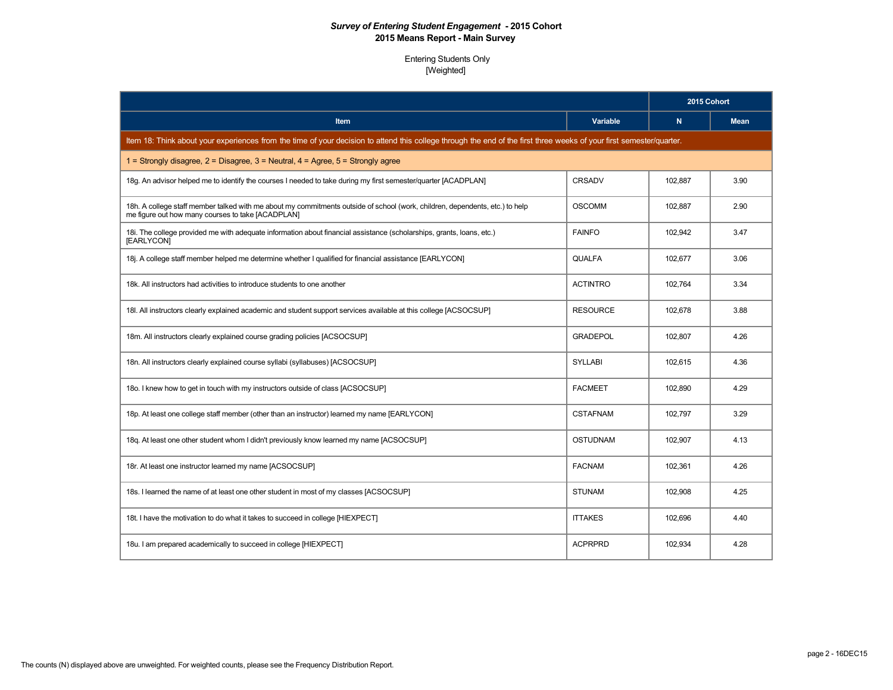**Survey of Entering Student Engagement - 2015 Cohort**
**2015 Means Report - Main Survey**

Entering Students Only
[Weighted]

| Item | Variable | 2015 Cohort N | 2015 Cohort Mean |
|---|---|---|---|
| Item 18: Think about your experiences from the time of your decision to attend this college through the end of the first three weeks of your first semester/quarter. | | | |
| 1 = Strongly disagree, 2 = Disagree, 3 = Neutral, 4 = Agree, 5 = Strongly agree | | | |
| 18g. An advisor helped me to identify the courses I needed to take during my first semester/quarter [ACADPLAN] | CRSADV | 102,887 | 3.90 |
| 18h. A college staff member talked with me about my commitments outside of school (work, children, dependents, etc.) to help me figure out how many courses to take [ACADPLAN] | OSCOMM | 102,887 | 2.90 |
| 18i. The college provided me with adequate information about financial assistance (scholarships, grants, loans, etc.) [EARLYCON] | FAINFO | 102,942 | 3.47 |
| 18j. A college staff member helped me determine whether I qualified for financial assistance [EARLYCON] | QUALFA | 102,677 | 3.06 |
| 18k. All instructors had activities to introduce students to one another | ACTINTRO | 102,764 | 3.34 |
| 18l. All instructors clearly explained academic and student support services available at this college [ACSOCSUP] | RESOURCE | 102,678 | 3.88 |
| 18m. All instructors clearly explained course grading policies [ACSOCSUP] | GRADEPOL | 102,807 | 4.26 |
| 18n. All instructors clearly explained course syllabi (syllabuses) [ACSOCSUP] | SYLLABI | 102,615 | 4.36 |
| 18o. I knew how to get in touch with my instructors outside of class [ACSOCSUP] | FACMEET | 102,890 | 4.29 |
| 18p. At least one college staff member (other than an instructor) learned my name [EARLYCON] | CSTAFNAM | 102,797 | 3.29 |
| 18q. At least one other student whom I didn't previously know learned my name [ACSOCSUP] | OSTUDNAM | 102,907 | 4.13 |
| 18r. At least one instructor learned my name [ACSOCSUP] | FACNAM | 102,361 | 4.26 |
| 18s. I learned the name of at least one other student in most of my classes [ACSOCSUP] | STUNAM | 102,908 | 4.25 |
| 18t. I have the motivation to do what it takes to succeed in college [HIEXPECT] | ITTAKES | 102,696 | 4.40 |
| 18u. I am prepared academically to succeed in college [HIEXPECT] | ACPRPRD | 102,934 | 4.28 |

The counts (N) displayed above are unweighted. For weighted counts, please see the Frequency Distribution Report.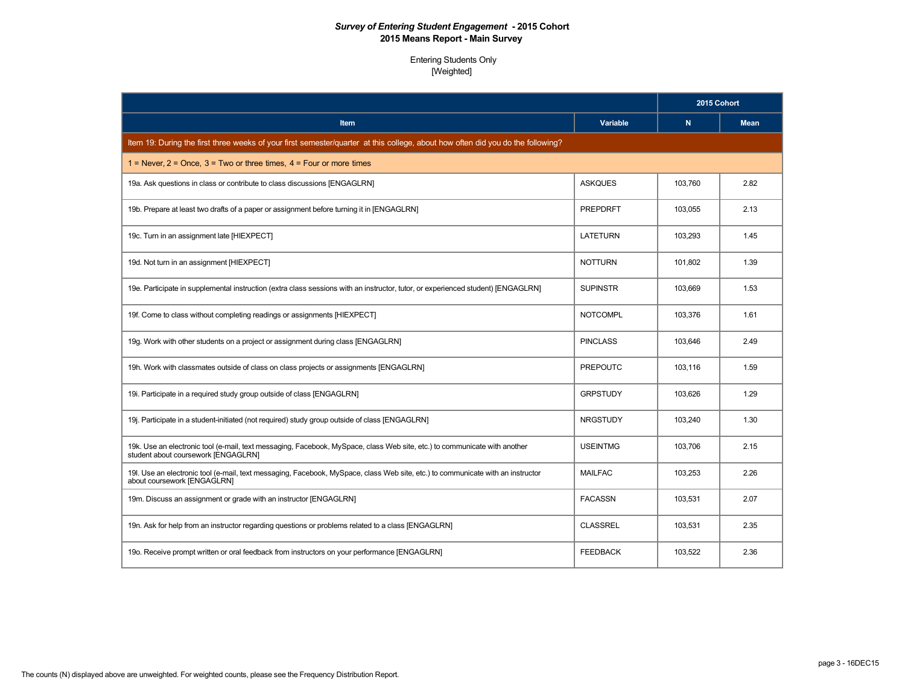***Survey of Entering Student Engagement* - 2015 Cohort**
**2015 Means Report - Main Survey**

Entering Students Only
[Weighted]

| Item | Variable | 2015 Cohort | |
|---|---|---|---|
| | | N | Mean |
| Item 19: During the first three weeks of your first semester/quarter at this college, about how often did you do the following? | | | |
| 1 = Never, 2 = Once, 3 = Two or three times, 4 = Four or more times | | | |
| 19a. Ask questions in class or contribute to class discussions [ENGAGLRN] | ASKQUES | 103,760 | 2.82 |
| 19b. Prepare at least two drafts of a paper or assignment before turning it in [ENGAGLRN] | PREPDRFT | 103,055 | 2.13 |
| 19c. Turn in an assignment late [HIEXPECT] | LATETURN | 103,293 | 1.45 |
| 19d. Not turn in an assignment [HIEXPECT] | NOTTURN | 101,802 | 1.39 |
| 19e. Participate in supplemental instruction (extra class sessions with an instructor, tutor, or experienced student) [ENGAGLRN] | SUPINSTR | 103,669 | 1.53 |
| 19f. Come to class without completing readings or assignments [HIEXPECT] | NOTCOMPL | 103,376 | 1.61 |
| 19g. Work with other students on a project or assignment during class [ENGAGLRN] | PINCLASS | 103,646 | 2.49 |
| 19h. Work with classmates outside of class on class projects or assignments [ENGAGLRN] | PREPOUTC | 103,116 | 1.59 |
| 19i. Participate in a required study group outside of class [ENGAGLRN] | GRPSTUDY | 103,626 | 1.29 |
| 19j. Participate in a student-initiated (not required) study group outside of class [ENGAGLRN] | NRGSTUDY | 103,240 | 1.30 |
| 19k. Use an electronic tool (e-mail, text messaging, Facebook, MySpace, class Web site, etc.) to communicate with another student about coursework [ENGAGLRN] | USEINTMG | 103,706 | 2.15 |
| 19l. Use an electronic tool (e-mail, text messaging, Facebook, MySpace, class Web site, etc.) to communicate with an instructor about coursework [ENGAGLRN] | MAILFAC | 103,253 | 2.26 |
| 19m. Discuss an assignment or grade with an instructor [ENGAGLRN] | FACASSN | 103,531 | 2.07 |
| 19n. Ask for help from an instructor regarding questions or problems related to a class [ENGAGLRN] | CLASSREL | 103,531 | 2.35 |
| 19o. Receive prompt written or oral feedback from instructors on your performance [ENGAGLRN] | FEEDBACK | 103,522 | 2.36 |

The counts (N) displayed above are unweighted. For weighted counts, please see the Frequency Distribution Report.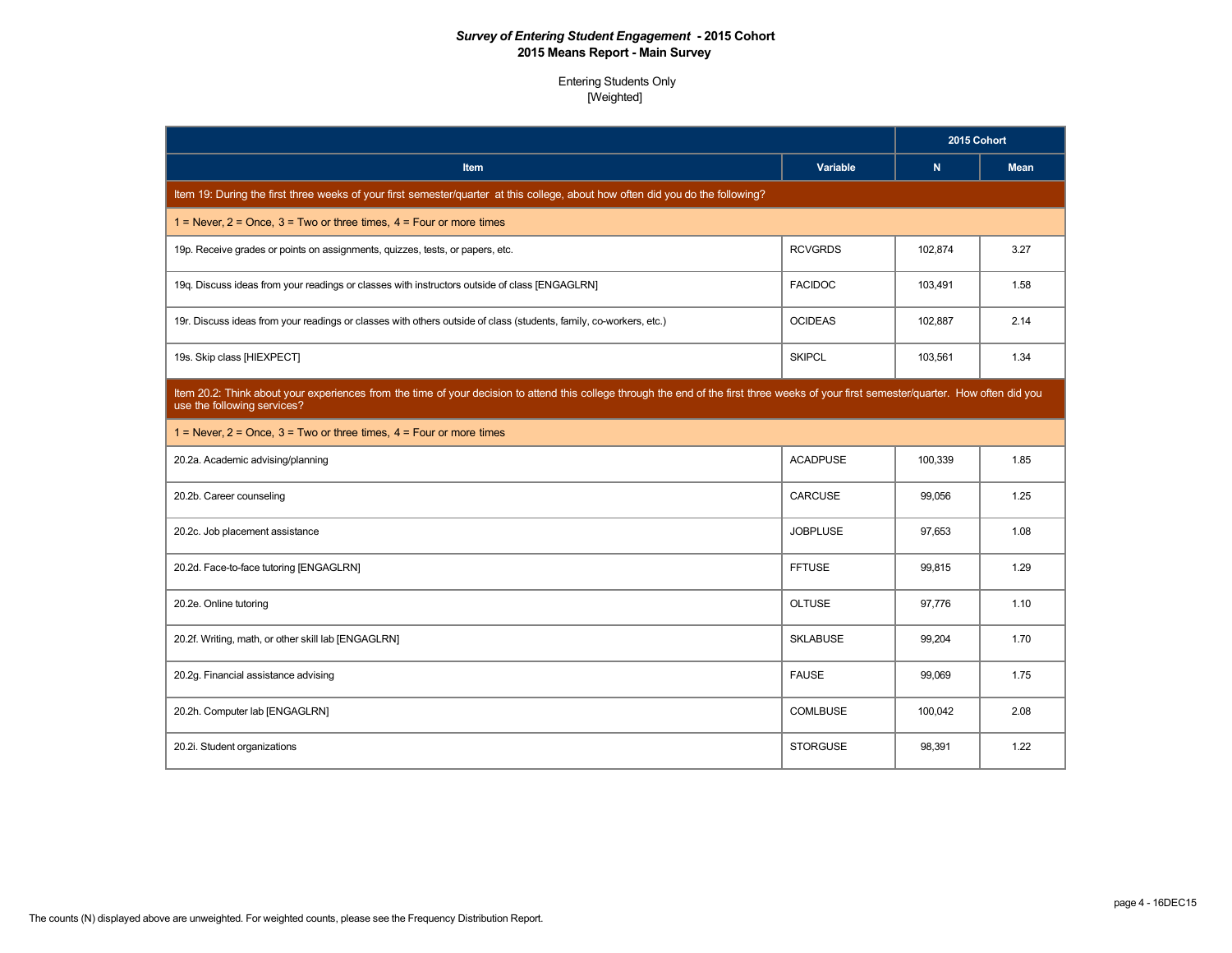**Survey of Entering Student Engagement - 2015 Cohort**
**2015 Means Report - Main Survey**

Entering Students Only
[Weighted]

| Item | Variable | 2015 Cohort N | 2015 Cohort Mean |
|---|---|---|---|
| Item 19: During the first three weeks of your first semester/quarter at this college, about how often did you do the following? | | | |
| 1 = Never, 2 = Once, 3 = Two or three times, 4 = Four or more times | | | |
| 19p. Receive grades or points on assignments, quizzes, tests, or papers, etc. | RCVGRDS | 102,874 | 3.27 |
| 19q. Discuss ideas from your readings or classes with instructors outside of class [ENGAGLRN] | FACIDOC | 103,491 | 1.58 |
| 19r. Discuss ideas from your readings or classes with others outside of class (students, family, co-workers, etc.) | OCIDEAS | 102,887 | 2.14 |
| 19s. Skip class [HIEXPECT] | SKIPCL | 103,561 | 1.34 |
| Item 20.2: Think about your experiences from the time of your decision to attend this college through the end of the first three weeks of your first semester/quarter. How often did you use the following services? | | | |
| 1 = Never, 2 = Once, 3 = Two or three times, 4 = Four or more times | | | |
| 20.2a. Academic advising/planning | ACADPUSE | 100,339 | 1.85 |
| 20.2b. Career counseling | CARCUSE | 99,056 | 1.25 |
| 20.2c. Job placement assistance | JOBPLUSE | 97,653 | 1.08 |
| 20.2d. Face-to-face tutoring [ENGAGLRN] | FFTUSE | 99,815 | 1.29 |
| 20.2e. Online tutoring | OLTUSE | 97,776 | 1.10 |
| 20.2f. Writing, math, or other skill lab [ENGAGLRN] | SKLABUSE | 99,204 | 1.70 |
| 20.2g. Financial assistance advising | FAUSE | 99,069 | 1.75 |
| 20.2h. Computer lab [ENGAGLRN] | COMLBUSE | 100,042 | 2.08 |
| 20.2i. Student organizations | STORGUSE | 98,391 | 1.22 |

The counts (N) displayed above are unweighted. For weighted counts, please see the Frequency Distribution Report.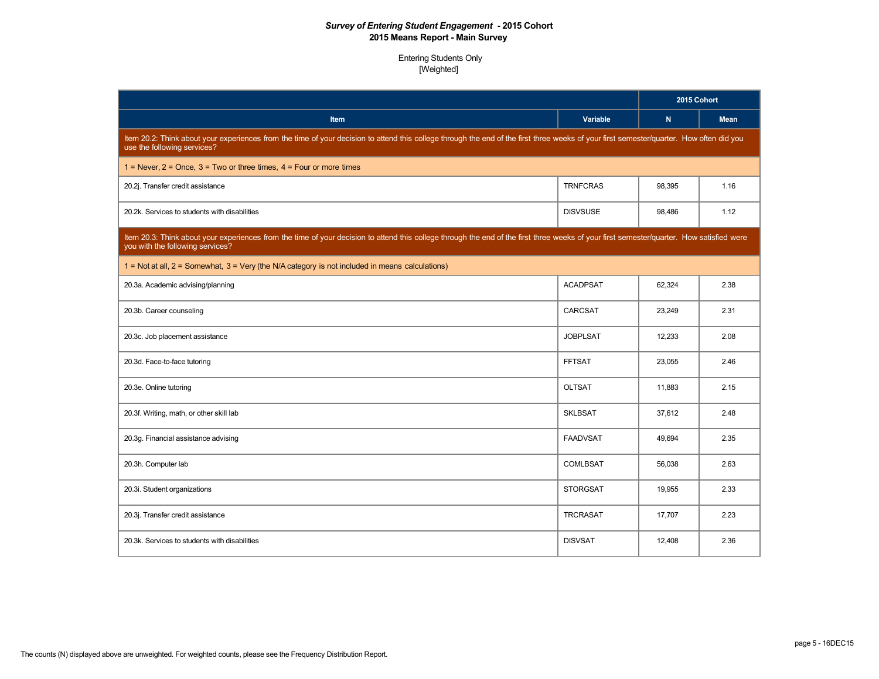***Survey of Entering Student Engagement* - 2015 Cohort**
**2015 Means Report - Main Survey**

Entering Students Only
[Weighted]

| | | 2015 Cohort | |
|---|---|---|---|
| Item | Variable | N | Mean |
| Item 20.2: Think about your experiences from the time of your decision to attend this college through the end of the first three weeks of your first semester/quarter. How often did you use the following services? | | | |
| 1 = Never, 2 = Once, 3 = Two or three times, 4 = Four or more times | | | |
| 20.2j. Transfer credit assistance | TRNFCRAS | 98,395 | 1.16 |
| 20.2k. Services to students with disabilities | DISVSUSE | 98,486 | 1.12 |
| Item 20.3: Think about your experiences from the time of your decision to attend this college through the end of the first three weeks of your first semester/quarter. How satisfied were you with the following services? | | | |
| 1 = Not at all, 2 = Somewhat, 3 = Very (the N/A category is not included in means calculations) | | | |
| 20.3a. Academic advising/planning | ACADPSAT | 62,324 | 2.38 |
| 20.3b. Career counseling | CARCSAT | 23,249 | 2.31 |
| 20.3c. Job placement assistance | JOBPLSAT | 12,233 | 2.08 |
| 20.3d. Face-to-face tutoring | FFTSAT | 23,055 | 2.46 |
| 20.3e. Online tutoring | OLTSAT | 11,883 | 2.15 |
| 20.3f. Writing, math, or other skill lab | SKLBSAT | 37,612 | 2.48 |
| 20.3g. Financial assistance advising | FAADVSAT | 49,694 | 2.35 |
| 20.3h. Computer lab | COMLBSAT | 56,038 | 2.63 |
| 20.3i. Student organizations | STORGSAT | 19,955 | 2.33 |
| 20.3j. Transfer credit assistance | TRCRASAT | 17,707 | 2.23 |
| 20.3k. Services to students with disabilities | DISVSAT | 12,408 | 2.36 |

The counts (N) displayed above are unweighted. For weighted counts, please see the Frequency Distribution Report.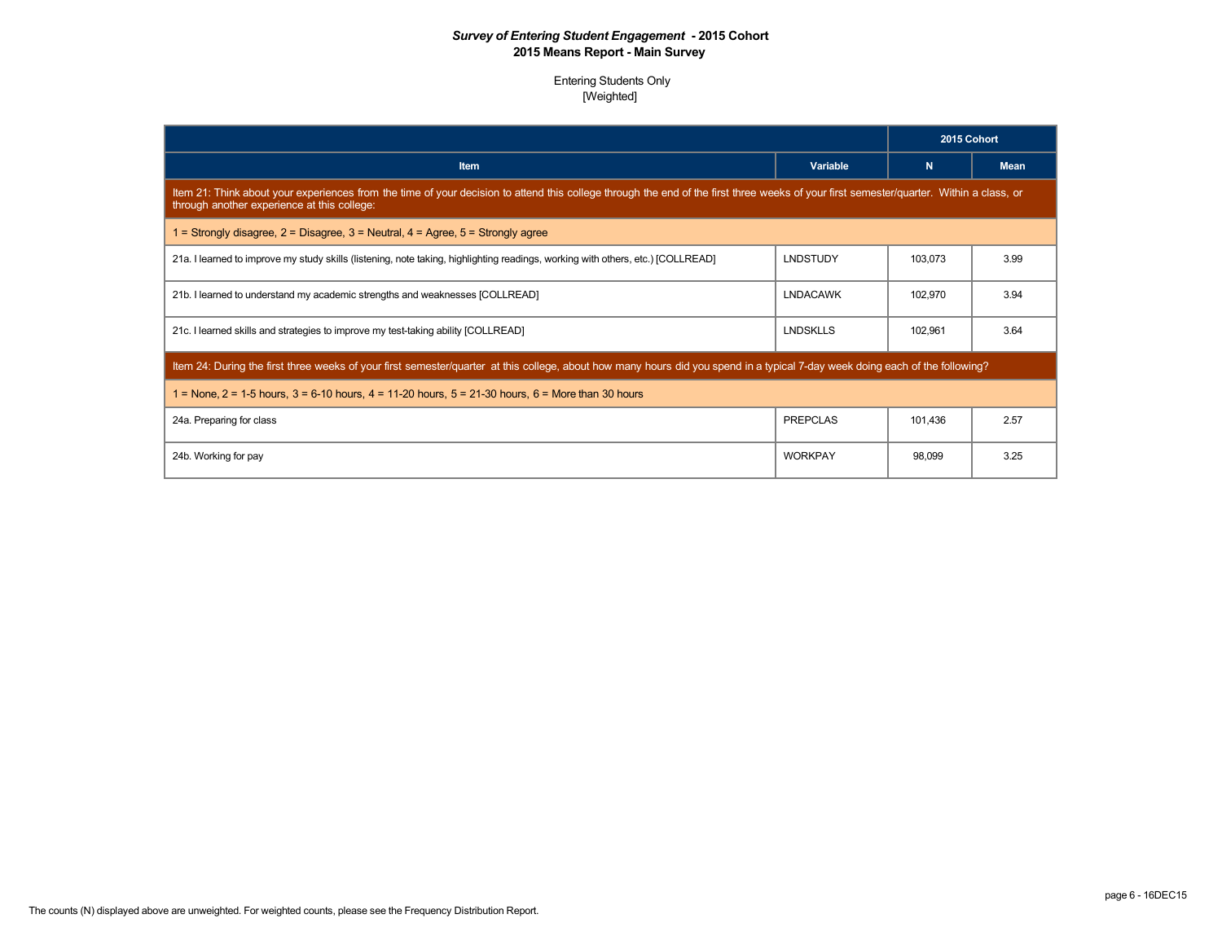**_Survey of Entering Student Engagement_ - 2015 Cohort**
**2015 Means Report - Main Survey**

Entering Students Only
[Weighted]

| | | 2015 Cohort | |
|---|---|---|---|
| **Item** | **Variable** | **N** | **Mean** |
| Item 21: Think about your experiences from the time of your decision to attend this college through the end of the first three weeks of your first semester/quarter. Within a class, or through another experience at this college: | | | |
| 1 = Strongly disagree, 2 = Disagree, 3 = Neutral, 4 = Agree, 5 = Strongly agree | | | |
| 21a. I learned to improve my study skills (listening, note taking, highlighting readings, working with others, etc.) [COLLREAD] | LNDSTUDY | 103,073 | 3.99 |
| 21b. I learned to understand my academic strengths and weaknesses [COLLREAD] | LNDACAWK | 102,970 | 3.94 |
| 21c. I learned skills and strategies to improve my test-taking ability [COLLREAD] | LNDSKLLS | 102,961 | 3.64 |
| Item 24: During the first three weeks of your first semester/quarter at this college, about how many hours did you spend in a typical 7-day week doing each of the following? | | | |
| 1 = None, 2 = 1-5 hours, 3 = 6-10 hours, 4 = 11-20 hours, 5 = 21-30 hours, 6 = More than 30 hours | | | |
| 24a. Preparing for class | PREPCLAS | 101,436 | 2.57 |
| 24b. Working for pay | WORKPAY | 98,099 | 3.25 |

The counts (N) displayed above are unweighted. For weighted counts, please see the Frequency Distribution Report.